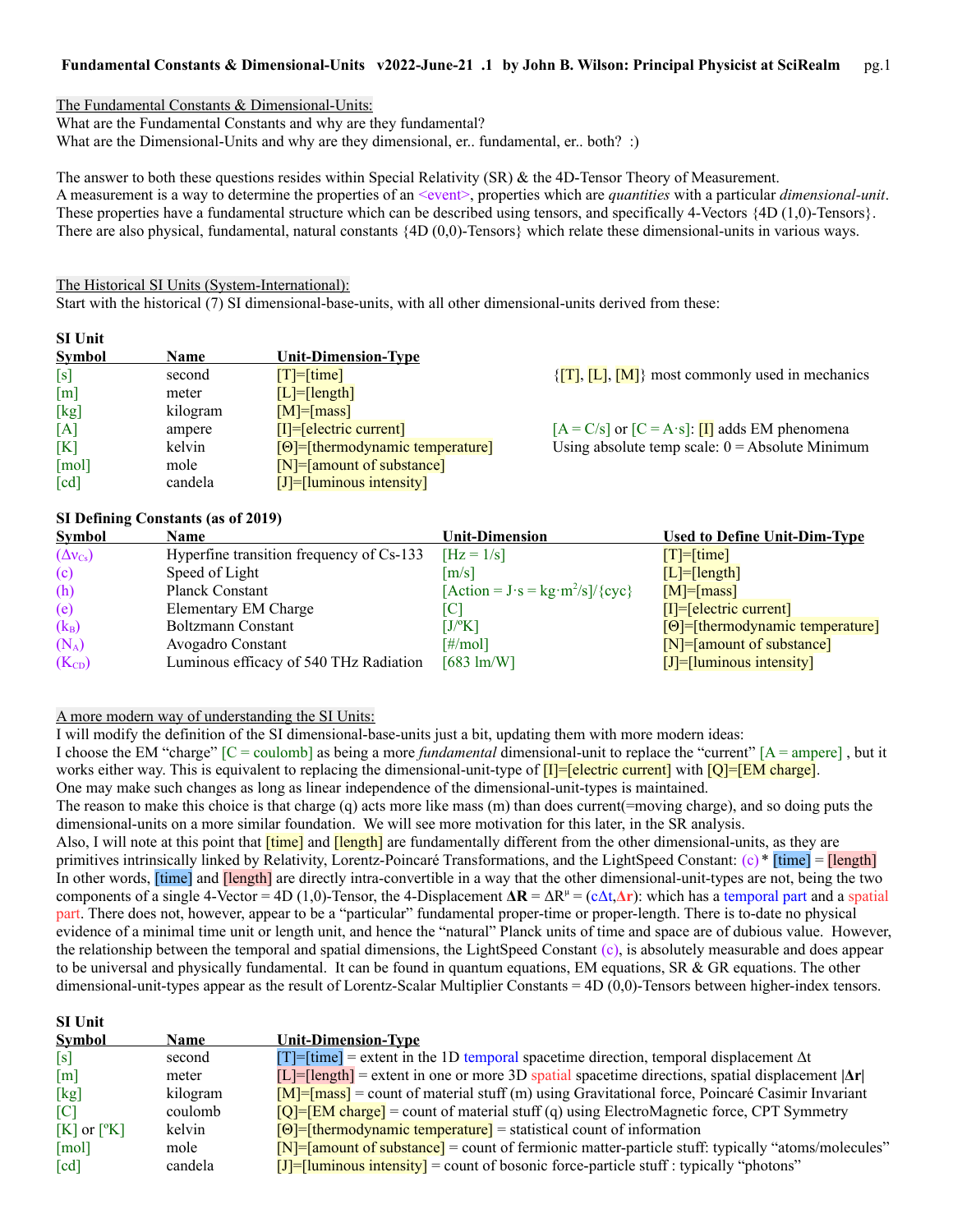The Fundamental Constants & Dimensional-Units:

What are the Fundamental Constants and why are they fundamental?
What are the Dimensional-Units and why are they dimensional, er.. fundamental, er.. both? :)

The answer to both these questions resides within Special Relativity (SR) & the 4D-Tensor Theory of Measurement.
A measurement is a way to determine the properties of an <event>, properties which are *quantities* with a particular *dimensional-unit*.
These properties have a fundamental structure which can be described using tensors, and specifically 4-Vectors {4D (1,0)-Tensors}.
There are also physical, fundamental, natural constants {4D (0,0)-Tensors} which relate these dimensional-units in various ways.

The Historical SI Units (System-International):

Start with the historical (7) SI dimensional-base-units, with all other dimensional-units derived from these:

| SI Unit Symbol | Name | Unit-Dimension-Type | |
|---|---|---|---|
| [s] | second | [T]=[time] | {[T], [L], [M]} most commonly used in mechanics |
| [m] | meter | [L]=[length] | |
| [kg] | kilogram | [M]=[mass] | |
| [A] | ampere | [I]=[electric current] | [A = C/s] or [C = A·s]: [I] adds EM phenomena |
| [K] | kelvin | [Θ]=[thermodynamic temperature] | Using absolute temp scale: 0 = Absolute Minimum |
| [mol] | mole | [N]=[amount of substance] | |
| [cd] | candela | [J]=[luminous intensity] | |

**SI Defining Constants (as of 2019)**

| Symbol | Name | Unit-Dimension | Used to Define Unit-Dim-Type |
|---|---|---|---|
| ($\Delta\nu_{Cs}$) | Hyperfine transition frequency of Cs-133 | [Hz = 1/s] | [T]=[time] |
| (c) | Speed of Light | [m/s] | [L]=[length] |
| (h) | Planck Constant | [Action = J·s = kg·m$^2$/s]/{cyc} | [M]=[mass] |
| (e) | Elementary EM Charge | [C] | [I]=[electric current] |
| ($k_B$) | Boltzmann Constant | [J/ºK] | [Θ]=[thermodynamic temperature] |
| ($N_A$) | Avogadro Constant | [#/mol] | [N]=[amount of substance] |
| ($K_{CD}$) | Luminous efficacy of 540 THz Radiation | [683 lm/W] | [J]=[luminous intensity] |

A more modern way of understanding the SI Units:

I will modify the definition of the SI dimensional-base-units just a bit, updating them with more modern ideas:
I choose the EM "charge" [C = coulomb] as being a more *fundamental* dimensional-unit to replace the "current" [A = ampere] , but it works either way. This is equivalent to replacing the dimensional-unit-type of [I]=[electric current] with [Q]=[EM charge].
One may make such changes as long as linear independence of the dimensional-unit-types is maintained.
The reason to make this choice is that charge (q) acts more like mass (m) than does current(=moving charge), and so doing puts the dimensional-units on a more similar foundation. We will see more motivation for this later, in the SR analysis.
Also, I will note at this point that [time] and [length] are fundamentally different from the other dimensional-units, as they are primitives intrinsically linked by Relativity, Lorentz-Poincaré Transformations, and the LightSpeed Constant: (c) * [time] = [length]
In other words, [time] and [length] are directly intra-convertible in a way that the other dimensional-unit-types are not, being the two components of a single 4-Vector = 4D (1,0)-Tensor, the 4-Displacement $\mathbf{\Delta R} = \Delta R^\mu = (c\Delta t, \mathbf{\Delta r})$: which has a temporal part and a spatial part. There does not, however, appear to be a "particular" fundamental proper-time or proper-length. There is to-date no physical evidence of a minimal time unit or length unit, and hence the "natural" Planck units of time and space are of dubious value. However, the relationship between the temporal and spatial dimensions, the LightSpeed Constant (c), is absolutely measurable and does appear to be universal and physically fundamental. It can be found in quantum equations, EM equations, SR & GR equations. The other dimensional-unit-types appear as the result of Lorentz-Scalar Multiplier Constants = 4D (0,0)-Tensors between higher-index tensors.

| SI Unit Symbol | Name | Unit-Dimension-Type |
|---|---|---|
| [s] | second | [T]=[time] = extent in the 1D temporal spacetime direction, temporal displacement $\Delta t$ |
| [m] | meter | [L]=[length] = extent in one or more 3D spatial spacetime directions, spatial displacement $|\mathbf{\Delta r}|$ |
| [kg] | kilogram | [M]=[mass] = count of material stuff (m) using Gravitational force, Poincaré Casimir Invariant |
| [C] | coulomb | [Q]=[EM charge] = count of material stuff (q) using ElectroMagnetic force, CPT Symmetry |
| [K] or [ºK] | kelvin | [Θ]=[thermodynamic temperature] = statistical count of information |
| [mol] | mole | [N]=[amount of substance] = count of fermionic matter-particle stuff: typically "atoms/molecules" |
| [cd] | candela | [J]=[luminous intensity] = count of bosonic force-particle stuff : typically "photons" |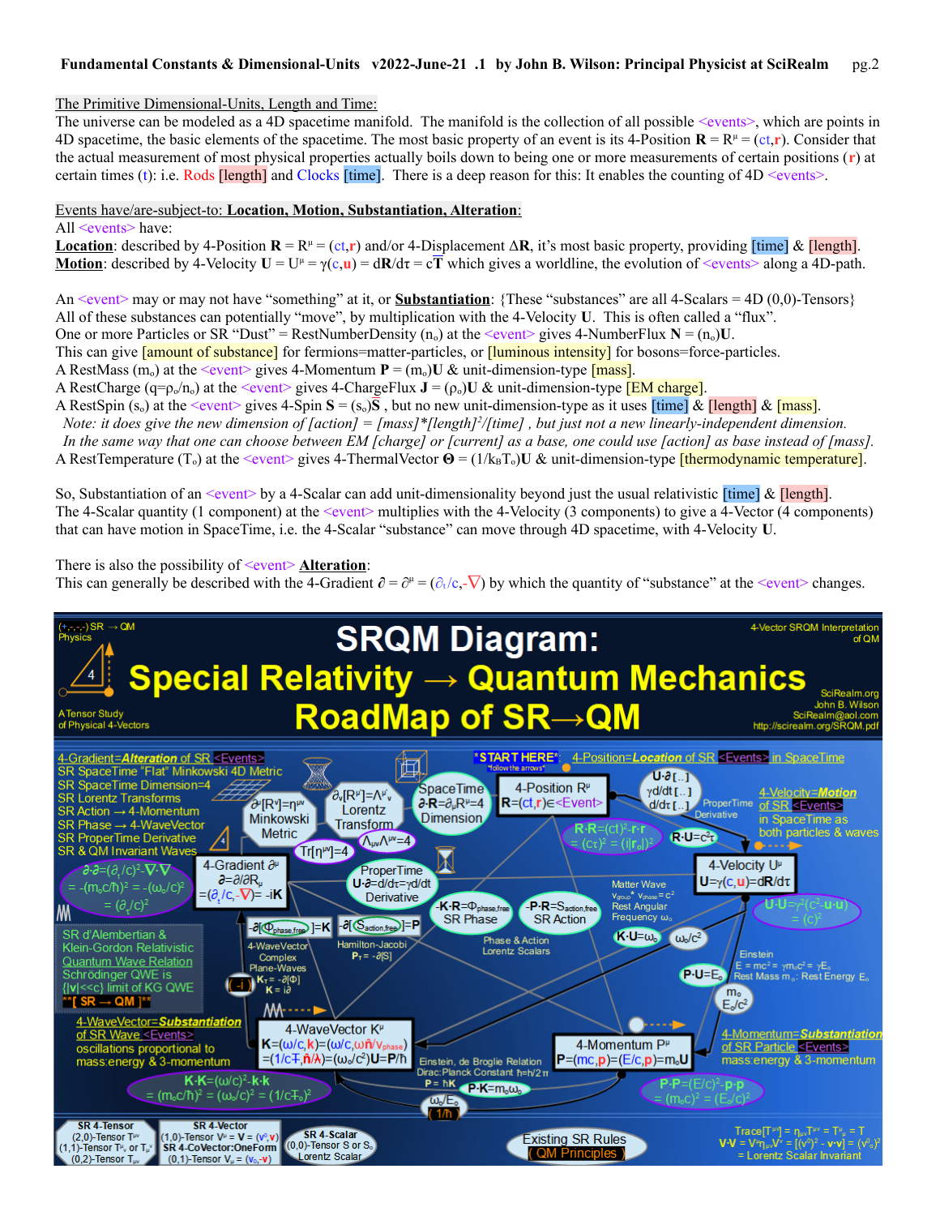## The Primitive Dimensional-Units, Length and Time:

The universe can be modeled as a 4D spacetime manifold. The manifold is the collection of all possible <events>, which are points in 4D spacetime, the basic elements of the spacetime. The most basic property of an event is its 4-Position $\mathbf{R} = R^\mu = (ct,\mathbf{r})$. Consider that the actual measurement of most physical properties actually boils down to being one or more measurements of certain positions ($\mathbf{r}$) at certain times ($t$): i.e. Rods [length] and Clocks [time]. There is a deep reason for this: It enables the counting of 4D <events>.

## Events have/are-subject-to: **Location, Motion, Substantiation, Alteration**:

All <events> have:

**Location**: described by 4-Position $\mathbf{R} = R^\mu = (ct,\mathbf{r})$ and/or 4-Displacement $\Delta\mathbf{R}$, it's most basic property, providing [time] & [length].

**Motion**: described by 4-Velocity $\mathbf{U} = U^\mu = \gamma(c,\mathbf{u}) = d\mathbf{R}/d\tau = c\mathbf{T}$ which gives a worldline, the evolution of <events> along a 4D-path.

An <event> may or may not have "something" at it, or **Substantiation**: {These "substances" are all 4-Scalars = 4D (0,0)-Tensors}
All of these substances can potentially "move", by multiplication with the 4-Velocity $\mathbf{U}$. This is often called a "flux".
One or more Particles or SR "Dust" = RestNumberDensity ($n_o$) at the <event> gives 4-NumberFlux $\mathbf{N} = (n_o)\mathbf{U}$.
This can give [amount of substance] for fermions=matter-particles, or [luminous intensity] for bosons=force-particles.
A RestMass ($m_o$) at the <event> gives 4-Momentum $\mathbf{P} = (m_o)\mathbf{U}$ & unit-dimension-type [mass].
A RestCharge ($q=\rho_o/n_o$) at the <event> gives 4-ChargeFlux $\mathbf{J} = (\rho_o)\mathbf{U}$ & unit-dimension-type [EM charge].
A RestSpin ($s_o$) at the <event> gives 4-Spin $\mathbf{S} = (s_o)\hat{\mathbf{S}}$ , but no new unit-dimension-type as it uses [time] & [length] & [mass].
*Note: it does give the new dimension of [action] = [mass]\*[length]$^2$/[time] , but just not a new linearly-independent dimension.*
*In the same way that one can choose between EM [charge] or [current] as a base, one could use [action] as base instead of [mass].*
A RestTemperature ($T_o$) at the <event> gives 4-ThermalVector $\boldsymbol{\Theta} = (1/k_B T_o)\mathbf{U}$ & unit-dimension-type [thermodynamic temperature].

So, Substantiation of an <event> by a 4-Scalar can add unit-dimensionality beyond just the usual relativistic [time] & [length].
The 4-Scalar quantity (1 component) at the <event> multiplies with the 4-Velocity (3 components) to give a 4-Vector (4 components) that can have motion in SpaceTime, i.e. the 4-Scalar "substance" can move through 4D spacetime, with 4-Velocity $\mathbf{U}$.

There is also the possibility of <event> **Alteration**:
This can generally be described with the 4-Gradient $\partial = \partial^\mu = (\partial_t/c,-\nabla)$ by which the quantity of "substance" at the <event> changes.

**SRQM Diagram: Special Relativity → Quantum Mechanics — RoadMap of SR→QM**

(+,-,-,-) SR → QM Physics · A Tensor Study of Physical 4-Vectors · 4-Vector SRQM Interpretation of QM · SciRealm.org John B. Wilson SciRealm@aol.com http://scirealm.org/SRQM.pdf

*START HERE* (follow the arrows): 4-Position=*Location* of SR <Events> in SpaceTime
4-Position $R^\mu$: $\mathbf{R}=(ct,\mathbf{r})\in$<Event>
$\mathbf{R}\cdot\mathbf{R}=(ct)^2-\mathbf{r}\cdot\mathbf{r} = (c\tau)^2 = (i|r_o|)^2$
SpaceTime $\partial\cdot\mathbf{R}=\partial_\mu R^\mu=4$ Dimension
$\mathbf{U}\cdot\partial[..]$, $\gamma d/dt[..]$, $d/d\tau[..]$ ProperTime Derivative
$\mathbf{R}\cdot\mathbf{U}=c^2\tau$

4-Velocity=*Motion* of SR <Events> in SpaceTime as both particles & waves
4-Velocity $U^\mu$: $\mathbf{U}=\gamma(c,\mathbf{u})=d\mathbf{R}/d\tau$
$\mathbf{U}\cdot\mathbf{U}=\gamma^2(c^2-\mathbf{u}\cdot\mathbf{u}) = (c)^2$

4-Gradient=*Alteration* of SR <Events>
SR SpaceTime "Flat" Minkowski 4D Metric
SR SpaceTime Dimension=4
SR Lorentz Transforms
SR Action → 4-Momentum
SR Phase → 4-WaveVector
SR ProperTime Derivative
SR & QM Invariant Waves
$\partial[R^\nu]=\eta^{\mu\nu}$ Minkowski Metric; $\mathrm{Tr}[\eta^{\mu\nu}]=4$
$\partial_\nu[R^\mu]=\Lambda^\mu{}_\nu$ Lorentz Transform; $\Lambda_{\mu\nu}\Lambda^{\mu\nu}=4$
4-Gradient $\partial^\mu$: $\partial=\partial/\partial R_\mu = (\partial_t/c,-\nabla)= -i\mathbf{K}$
$\partial\cdot\partial=(\partial_t/c)^2-\nabla\cdot\nabla = -(m_oc/\hbar)^2 = -(\omega_o/c)^2 = (\partial_\tau/c)^2$
ProperTime $\mathbf{U}\cdot\partial=d/d\tau=\gamma d/dt$ Derivative
$-\mathbf{K}\cdot\mathbf{R}=\Phi_{phase,free}$ SR Phase; $-\mathbf{P}\cdot\mathbf{R}=S_{action,free}$ SR Action — Phase & Action Lorentz Scalars
$-\partial[\Phi_{phase,free}]=\mathbf{K}$; $-\partial[S_{action,free}]=\mathbf{P}$
4-WaveVector Complex Plane-Waves $K_T=-\partial[\Phi]$, $\mathbf{K}=i\partial$
Hamilton-Jacobi $P_T=-\partial[S]$
Matter Wave $v_{group}{}^*v_{phase}=c^2$; Rest Angular Frequency $\omega_o$
$\mathbf{K}\cdot\mathbf{U}=\omega_o$; $\omega_o/c^2$
Einstein $E=mc^2=\gamma m_oc^2=\gamma E_o$; Rest Mass $m_o$: Rest Energy $E_o$
$\mathbf{P}\cdot\mathbf{U}=E_o$; $m_o$; $E_o/c^2$

SR d'Alembertian & Klein-Gordon Relativistic Quantum Wave Relation
Schrödinger QWE is {$|v|<<c$} limit of KG QWE
**[ SR → QM ]**
$(-i)$

4-WaveVector=*Substantiation* of SR Wave <Events>: oscillations proportional to mass:energy & 3-momentum
4-WaveVector $K^\mu$: $\mathbf{K}=(\omega/c,\mathbf{k})=(\omega/c,\omega\hat{\mathbf{n}}/v_{phase}) =(1/cT,\hat{\mathbf{n}}/\lambda)=(\omega_o/c^2)\mathbf{U}=\mathbf{P}/\hbar$
$\mathbf{K}\cdot\mathbf{K}=(\omega/c)^2-\mathbf{k}\cdot\mathbf{k} = (m_oc/\hbar)^2 = (\omega_o/c)^2 = (1/cT_o)^2$
Einstein, de Broglie Relation; Dirac:Planck Constant $\hbar=h/2\pi$; $\mathbf{P}=\hbar\mathbf{K}$; $\mathbf{P}\cdot\mathbf{K}=m_o\omega_o$; $\omega_o/E_o$; $1/\hbar$

4-Momentum=*Substantiation* of SR Particle <Events>: mass:energy & 3-momentum
4-Momentum $P^\mu$: $\mathbf{P}=(mc,\mathbf{p})=(E/c,\mathbf{p})=m_o\mathbf{U}$
$\mathbf{P}\cdot\mathbf{P}=(E/c)^2-\mathbf{p}\cdot\mathbf{p} = (m_oc)^2 = (E_o/c)^2$

SR 4-Tensor: (2,0)-Tensor $T^{\mu\nu}$; (1,1)-Tensor $T^\mu{}_\nu$ or $T_\mu{}^\nu$; (0,2)-Tensor $T_{\mu\nu}$
SR 4-Vector: (1,0)-Tensor $V^\mu=\mathbf{V}=(v^0,\mathbf{v})$; SR 4-CoVector:OneForm (0,1)-Tensor $V_\mu=(v_0,-\mathbf{v})$
SR 4-Scalar: (0,0)-Tensor S or $S_o$ Lorentz Scalar
Existing SR Rules [ QM Principles ]
$\mathrm{Trace}[T^{\mu\nu}]=\eta_{\mu\nu}T^{\mu\nu}=T^\mu{}_\mu=T$
$\mathbf{V}\cdot\mathbf{V}=V^\mu\eta_{\mu\nu}V^\nu=[(v^0)^2-\mathbf{v}\cdot\mathbf{v}]=(v^0_o)^2$ = Lorentz Scalar Invariant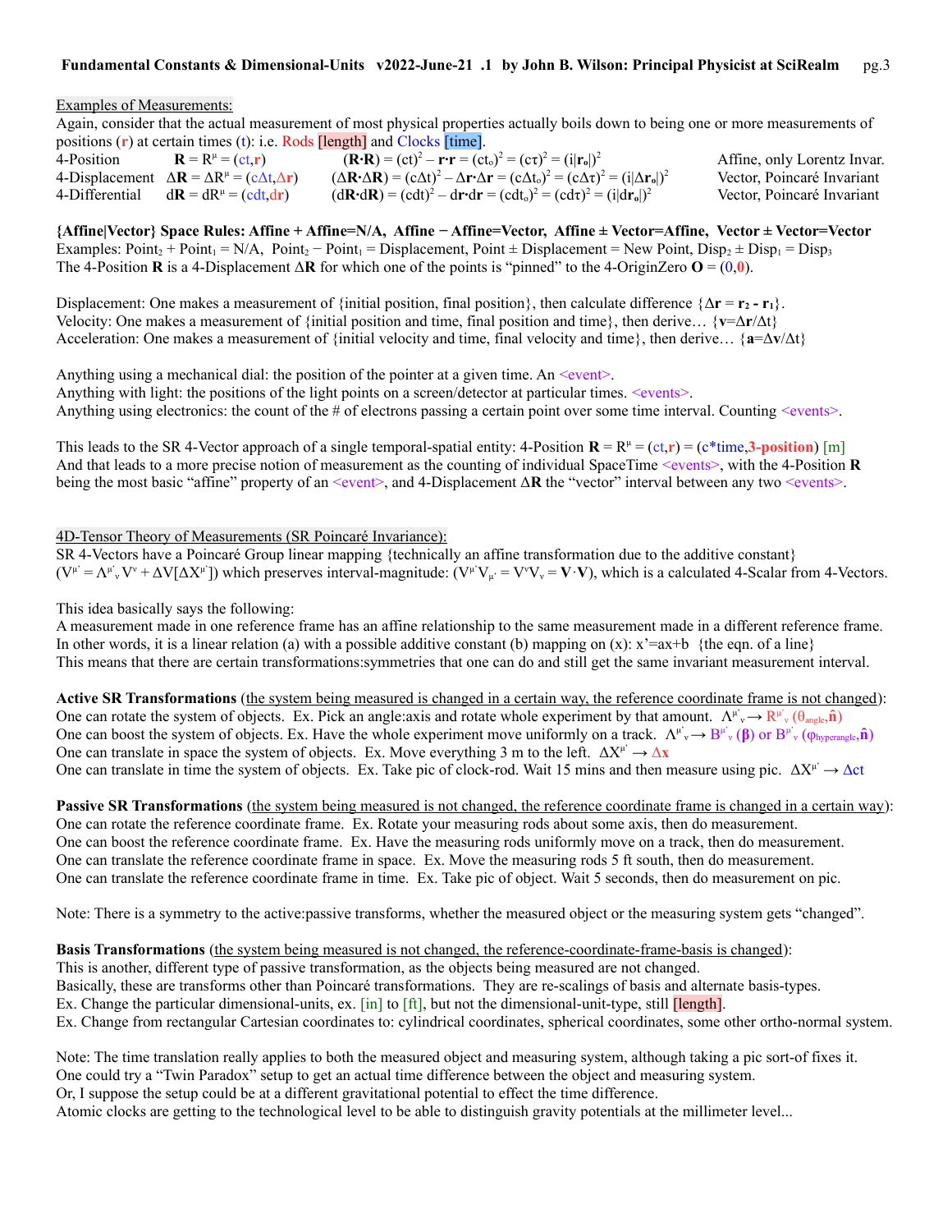Examples of Measurements:

Again, consider that the actual measurement of most physical properties actually boils down to being one or more measurements of positions (r) at certain times (t): i.e. Rods [length] and Clocks [time].

| | | | |
|---|---|---|---|
| 4-Position | $\mathbf{R} = R^\mu = (ct,\mathbf{r})$ | $(\mathbf{R}\cdot\mathbf{R}) = (ct)^2 - \mathbf{r}\cdot\mathbf{r} = (ct_o)^2 = (c\tau)^2 = (i\vert\mathbf{r}_o\vert)^2$ | Affine, only Lorentz Invar. |
| 4-Displacement | $\Delta\mathbf{R} = \Delta R^\mu = (c\Delta t,\Delta\mathbf{r})$ | $(\Delta\mathbf{R}\cdot\Delta\mathbf{R}) = (c\Delta t)^2 - \Delta\mathbf{r}\cdot\Delta\mathbf{r} = (c\Delta t_o)^2 = (c\Delta\tau)^2 = (i\vert\Delta\mathbf{r}_o\vert)^2$ | Vector, Poincaré Invariant |
| 4-Differential | $d\mathbf{R} = dR^\mu = (cdt,d\mathbf{r})$ | $(d\mathbf{R}\cdot d\mathbf{R}) = (cdt)^2 - d\mathbf{r}\cdot d\mathbf{r} = (cdt_o)^2 = (cd\tau)^2 = (i\vert d\mathbf{r}_o\vert)^2$ | Vector, Poincaré Invariant |

**{Affine|Vector} Space Rules: Affine + Affine=N/A, Affine − Affine=Vector, Affine ± Vector=Affine, Vector ± Vector=Vector**

Examples: $\text{Point}_2 + \text{Point}_1$ = N/A, $\text{Point}_2 - \text{Point}_1$ = Displacement, Point ± Displacement = New Point, $\text{Disp}_2 \pm \text{Disp}_1 = \text{Disp}_3$

The 4-Position **R** is a 4-Displacement Δ**R** for which one of the points is "pinned" to the 4-OriginZero $\mathbf{O} = (0,\mathbf{0})$.

Displacement: One makes a measurement of {initial position, final position}, then calculate difference $\{\Delta\mathbf{r} = \mathbf{r}_2 - \mathbf{r}_1\}$.
Velocity: One makes a measurement of {initial position and time, final position and time}, then derive… $\{\mathbf{v}=\Delta\mathbf{r}/\Delta t\}$
Acceleration: One makes a measurement of {initial velocity and time, final velocity and time}, then derive… $\{\mathbf{a}=\Delta\mathbf{v}/\Delta t\}$

Anything using a mechanical dial: the position of the pointer at a given time. An <event>.
Anything with light: the positions of the light points on a screen/detector at particular times. <events>.
Anything using electronics: the count of the # of electrons passing a certain point over some time interval. Counting <events>.

This leads to the SR 4-Vector approach of a single temporal-spatial entity: 4-Position $\mathbf{R} = R^\mu = (ct,\mathbf{r})$ = (c*time,**3-position**) [m]
And that leads to a more precise notion of measurement as the counting of individual SpaceTime <events>, with the 4-Position **R** being the most basic "affine" property of an <event>, and 4-Displacement Δ**R** the "vector" interval between any two <events>.

## 4D-Tensor Theory of Measurements (SR Poincaré Invariance):

SR 4-Vectors have a Poincaré Group linear mapping {technically an affine transformation due to the additive constant} $(V^{\mu'} = \Lambda^{\mu'}{}_\nu V^\nu + \Delta V[\Delta X^{\mu'}])$ which preserves interval-magnitude: $(V^{\mu'}V_{\mu'} = V^\nu V_\nu = \mathbf{V}\cdot\mathbf{V})$, which is a calculated 4-Scalar from 4-Vectors.

This idea basically says the following:
A measurement made in one reference frame has an affine relationship to the same measurement made in a different reference frame.
In other words, it is a linear relation (a) with a possible additive constant (b) mapping on (x): x'=ax+b {the eqn. of a line}
This means that there are certain transformations:symmetries that one can do and still get the same invariant measurement interval.

**Active SR Transformations** (the system being measured is changed in a certain way, the reference coordinate frame is not changed):
One can rotate the system of objects. Ex. Pick an angle:axis and rotate whole experiment by that amount. $\Lambda^{\mu'}{}_\nu \rightarrow R^{\mu'}{}_\nu(\theta_{angle},\hat{\mathbf{n}})$
One can boost the system of objects. Ex. Have the whole experiment move uniformly on a track. $\Lambda^{\mu'}{}_\nu \rightarrow B^{\mu'}{}_\nu(\boldsymbol{\beta})$ or $B^{\mu'}{}_\nu(\varphi_{hyperangle},\hat{\mathbf{n}})$
One can translate in space the system of objects. Ex. Move everything 3 m to the left. $\Delta X^{\mu'} \rightarrow \Delta\mathbf{x}$
One can translate in time the system of objects. Ex. Take pic of clock-rod. Wait 15 mins and then measure using pic. $\Delta X^{\mu'} \rightarrow \Delta ct$

**Passive SR Transformations** (the system being measured is not changed, the reference coordinate frame is changed in a certain way):
One can rotate the reference coordinate frame. Ex. Rotate your measuring rods about some axis, then do measurement.
One can boost the reference coordinate frame. Ex. Have the measuring rods uniformly move on a track, then do measurement.
One can translate the reference coordinate frame in space. Ex. Move the measuring rods 5 ft south, then do measurement.
One can translate the reference coordinate frame in time. Ex. Take pic of object. Wait 5 seconds, then do measurement on pic.

Note: There is a symmetry to the active:passive transforms, whether the measured object or the measuring system gets "changed".

**Basis Transformations** (the system being measured is not changed, the reference-coordinate-frame-basis is changed):
This is another, different type of passive transformation, as the objects being measured are not changed.
Basically, these are transforms other than Poincaré transformations. They are re-scalings of basis and alternate basis-types.
Ex. Change the particular dimensional-units, ex. [in] to [ft], but not the dimensional-unit-type, still [length].
Ex. Change from rectangular Cartesian coordinates to: cylindrical coordinates, spherical coordinates, some other ortho-normal system.

Note: The time translation really applies to both the measured object and measuring system, although taking a pic sort-of fixes it.
One could try a "Twin Paradox" setup to get an actual time difference between the object and measuring system.
Or, I suppose the setup could be at a different gravitational potential to effect the time difference.
Atomic clocks are getting to the technological level to be able to distinguish gravity potentials at the millimeter level...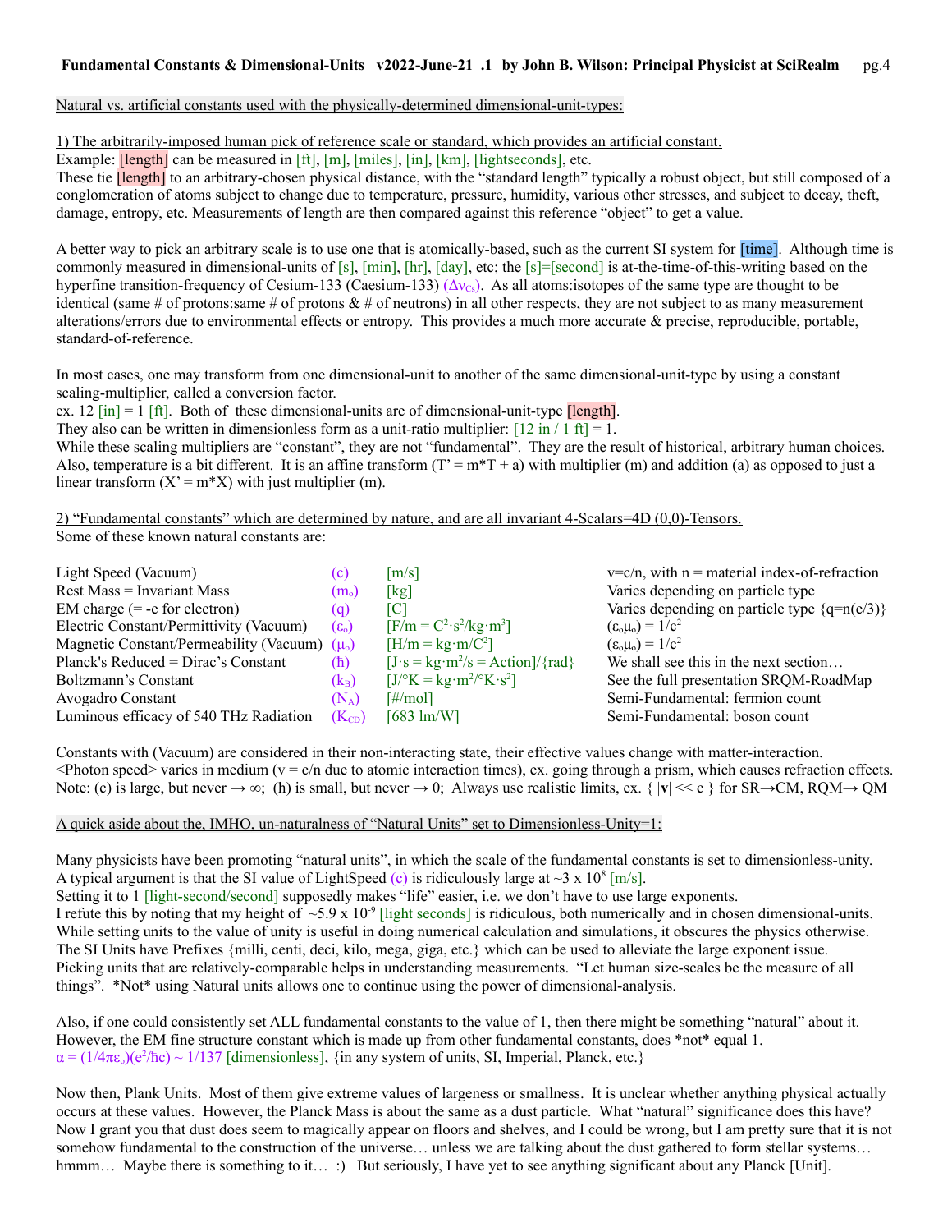Natural vs. artificial constants used with the physically-determined dimensional-unit-types:

1) The arbitrarily-imposed human pick of reference scale or standard, which provides an artificial constant.
Example: [length] can be measured in [ft], [m], [miles], [in], [km], [lightseconds], etc.
These tie [length] to an arbitrary-chosen physical distance, with the "standard length" typically a robust object, but still composed of a conglomeration of atoms subject to change due to temperature, pressure, humidity, various other stresses, and subject to decay, theft, damage, entropy, etc. Measurements of length are then compared against this reference "object" to get a value.

A better way to pick an arbitrary scale is to use one that is atomically-based, such as the current SI system for [time]. Although time is commonly measured in dimensional-units of [s], [min], [hr], [day], etc; the [s]=[second] is at-the-time-of-this-writing based on the hyperfine transition-frequency of Cesium-133 (Caesium-133) ($\Delta\nu_{Cs}$). As all atoms:isotopes of the same type are thought to be identical (same # of protons:same # of protons & # of neutrons) in all other respects, they are not subject to as many measurement alterations/errors due to environmental effects or entropy. This provides a much more accurate & precise, reproducible, portable, standard-of-reference.

In most cases, one may transform from one dimensional-unit to another of the same dimensional-unit-type by using a constant scaling-multiplier, called a conversion factor.
ex. 12 [in] = 1 [ft]. Both of these dimensional-units are of dimensional-unit-type [length].
They also can be written in dimensionless form as a unit-ratio multiplier: [12 in / 1 ft] = 1.
While these scaling multipliers are "constant", they are not "fundamental". They are the result of historical, arbitrary human choices.
Also, temperature is a bit different. It is an affine transform ($T' = m*T + a$) with multiplier (m) and addition (a) as opposed to just a linear transform ($X' = m*X$) with just multiplier (m).

2) "Fundamental constants" which are determined by nature, and are all invariant 4-Scalars=4D (0,0)-Tensors.
Some of these known natural constants are:

| | | | |
|---|---|---|---|
| Light Speed (Vacuum) | ($c$) | [m/s] | $v=c/n$, with n = material index-of-refraction |
| Rest Mass = Invariant Mass | ($m_o$) | [kg] | Varies depending on particle type |
| EM charge (= -e for electron) | ($q$) | [C] | Varies depending on particle type {$q=n(e/3)$} |
| Electric Constant/Permittivity (Vacuum) | ($\varepsilon_o$) | [F/m = $C^2 \cdot s^2/kg \cdot m^3$] | $(\varepsilon_o\mu_o) = 1/c^2$ |
| Magnetic Constant/Permeability (Vacuum) | ($\mu_o$) | [H/m = $kg \cdot m/C^2$] | $(\varepsilon_o\mu_o) = 1/c^2$ |
| Planck's Reduced = Dirac's Constant | ($\hbar$) | [J·s = $kg \cdot m^2/s$ = Action]/{rad} | We shall see this in the next section… |
| Boltzmann's Constant | ($k_B$) | [J/°K = $kg \cdot m^2/°K \cdot s^2$] | See the full presentation SRQM-RoadMap |
| Avogadro Constant | ($N_A$) | [#/mol] | Semi-Fundamental: fermion count |
| Luminous efficacy of 540 THz Radiation | ($K_{CD}$) | [683 lm/W] | Semi-Fundamental: boson count |

Constants with (Vacuum) are considered in their non-interacting state, their effective values change with matter-interaction.
<Photon speed> varies in medium ($v = c/n$ due to atomic interaction times), ex. going through a prism, which causes refraction effects.
Note: (c) is large, but never $\to \infty$; ($\hbar$) is small, but never $\to 0$; Always use realistic limits, ex. { $|\mathbf{v}| << c$ } for SR→CM, RQM→ QM

A quick aside about the, IMHO, un-naturalness of "Natural Units" set to Dimensionless-Unity=1:

Many physicists have been promoting "natural units", in which the scale of the fundamental constants is set to dimensionless-unity.
A typical argument is that the SI value of LightSpeed (c) is ridiculously large at ~3 x $10^8$ [m/s].
Setting it to 1 [light-second/second] supposedly makes "life" easier, i.e. we don't have to use large exponents.
I refute this by noting that my height of ~5.9 x $10^{-9}$ [light seconds] is ridiculous, both numerically and in chosen dimensional-units.
While setting units to the value of unity is useful in doing numerical calculation and simulations, it obscures the physics otherwise.
The SI Units have Prefixes {milli, centi, deci, kilo, mega, giga, etc.} which can be used to alleviate the large exponent issue.
Picking units that are relatively-comparable helps in understanding measurements. "Let human size-scales be the measure of all things". *Not* using Natural units allows one to continue using the power of dimensional-analysis.

Also, if one could consistently set ALL fundamental constants to the value of 1, then there might be something "natural" about it.
However, the EM fine structure constant which is made up from other fundamental constants, does *not* equal 1.
$\alpha = (1/4\pi\varepsilon_o)(e^2/\hbar c) \sim 1/137$ [dimensionless], {in any system of units, SI, Imperial, Planck, etc.}

Now then, Plank Units. Most of them give extreme values of largeness or smallness. It is unclear whether anything physical actually occurs at these values. However, the Planck Mass is about the same as a dust particle. What "natural" significance does this have? Now I grant you that dust does seem to magically appear on floors and shelves, and I could be wrong, but I am pretty sure that it is not somehow fundamental to the construction of the universe… unless we are talking about the dust gathered to form stellar systems… hmmm… Maybe there is something to it… :) But seriously, I have yet to see anything significant about any Planck [Unit].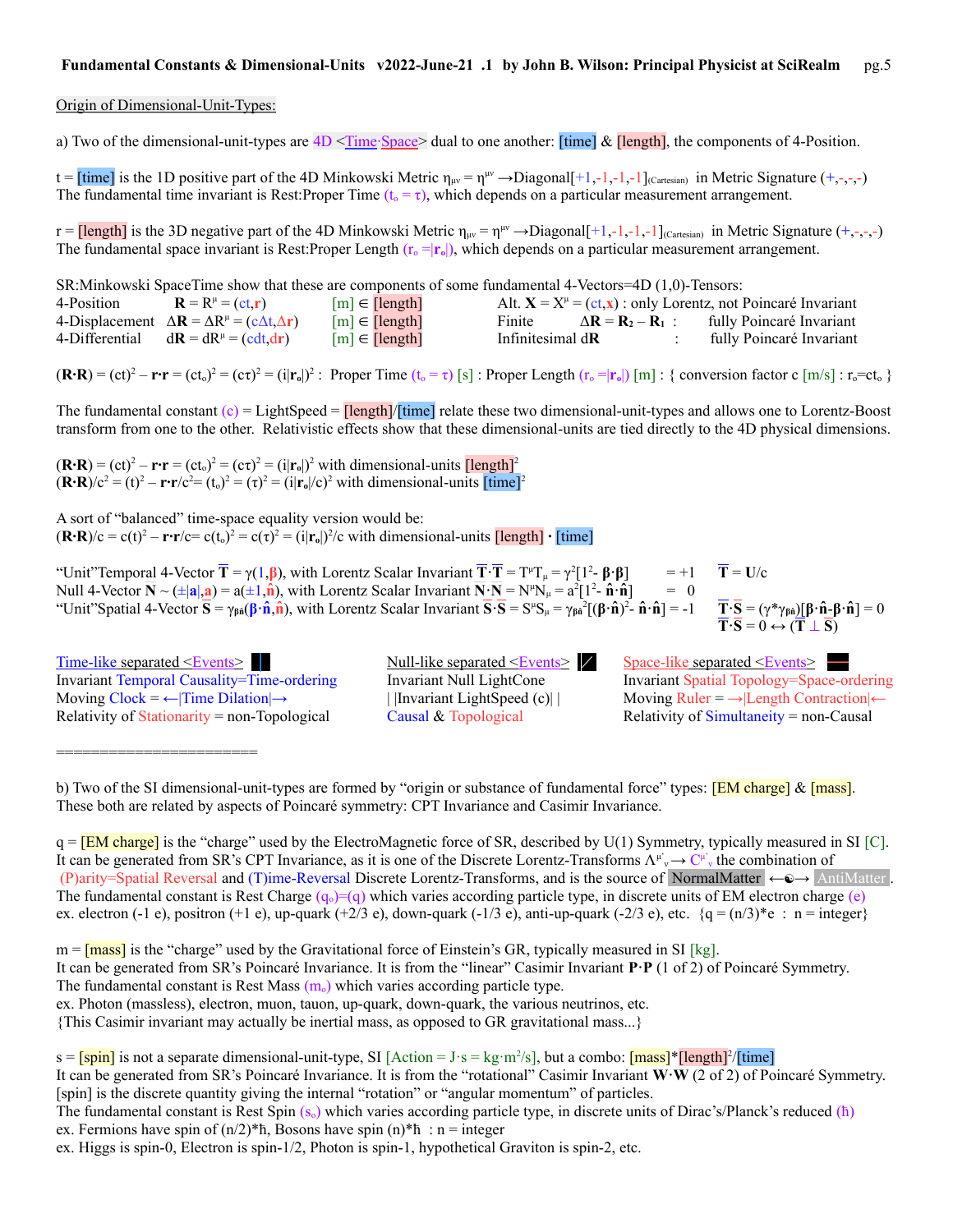Origin of Dimensional-Unit-Types:

a) Two of the dimensional-unit-types are 4D <Time·Space> dual to one another: [time] & [length], the components of 4-Position.

t = [time] is the 1D positive part of the 4D Minkowski Metric $\eta_{\mu\nu} = \eta^{\mu\nu} \rightarrow \text{Diagonal}[+1,-1,-1,-1]_{(\text{Cartesian})}$ in Metric Signature (+,-,-,-)
The fundamental time invariant is Rest:Proper Time ($t_o = \tau$), which depends on a particular measurement arrangement.

r = [length] is the 3D negative part of the 4D Minkowski Metric $\eta_{\mu\nu} = \eta^{\mu\nu} \rightarrow \text{Diagonal}[+1,-1,-1,-1]_{(\text{Cartesian})}$ in Metric Signature (+,-,-,-)
The fundamental space invariant is Rest:Proper Length ($r_o = |\mathbf{r_o}|$), which depends on a particular measurement arrangement.

SR:Minkowski SpaceTime show that these are components of some fundamental 4-Vectors=4D (1,0)-Tensors:

| | | | | | |
|---|---|---|---|---|---|
| 4-Position | $\mathbf{R} = R^\mu = (ct,\mathbf{r})$ | [m] ∈ [length] | Alt. $\mathbf{X} = X^\mu = (ct,\mathbf{x})$ | : only Lorentz, not Poincaré Invariant | |
| 4-Displacement | $\Delta\mathbf{R} = \Delta R^\mu = (c\Delta t,\Delta\mathbf{r})$ | [m] ∈ [length] | Finite | $\Delta\mathbf{R} = \mathbf{R_2} - \mathbf{R_1}$ : | fully Poincaré Invariant |
| 4-Differential | $d\mathbf{R} = dR^\mu = (cdt,d\mathbf{r})$ | [m] ∈ [length] | Infinitesimal $d\mathbf{R}$ | : | fully Poincaré Invariant |

$(\mathbf{R}\cdot\mathbf{R}) = (ct)^2 - \mathbf{r}\cdot\mathbf{r} = (ct_o)^2 = (c\tau)^2 = (i|\mathbf{r_o}|)^2$ : Proper Time ($t_o = \tau$) [s] : Proper Length ($r_o = |\mathbf{r_o}|$) [m] : { conversion factor c [m/s] : $r_o = ct_o$ }

The fundamental constant (c) = LightSpeed = [length]/[time] relate these two dimensional-unit-types and allows one to Lorentz-Boost transform from one to the other. Relativistic effects show that these dimensional-units are tied directly to the 4D physical dimensions.

$(\mathbf{R}\cdot\mathbf{R}) = (ct)^2 - \mathbf{r}\cdot\mathbf{r} = (ct_o)^2 = (c\tau)^2 = (i|\mathbf{r_o}|)^2$ with dimensional-units [length]$^2$
$(\mathbf{R}\cdot\mathbf{R})/c^2 = (t)^2 - \mathbf{r}\cdot\mathbf{r}/c^2 = (t_o)^2 = (\tau)^2 = (i|\mathbf{r_o}|/c)^2$ with dimensional-units [time]$^2$

A sort of "balanced" time-space equality version would be:
$(\mathbf{R}\cdot\mathbf{R})/c = c(t)^2 - \mathbf{r}\cdot\mathbf{r}/c = c(t_o)^2 = c(\tau)^2 = (i|\mathbf{r_o}|)^2/c$ with dimensional-units [length] · [time]

"Unit"Temporal 4-Vector $\overline{\mathbf{T}} = \gamma(1,\boldsymbol{\beta})$, with Lorentz Scalar Invariant $\overline{\mathbf{T}}\cdot\overline{\mathbf{T}} = T^\mu T_\mu = \gamma^2[1^2 - \boldsymbol{\beta}\cdot\boldsymbol{\beta}] = +1$   $\overline{\mathbf{T}} = \mathbf{U}/c$
Null 4-Vector $\mathbf{N} \sim (\pm|\mathbf{a}|,\mathbf{a}) = a(\pm 1,\hat{\mathbf{n}})$, with Lorentz Scalar Invariant $\mathbf{N}\cdot\mathbf{N} = N^\mu N_\mu = a^2[1^2 - \hat{\mathbf{n}}\cdot\hat{\mathbf{n}}] = 0$
"Unit"Spatial 4-Vector $\overline{\mathbf{S}} = \gamma_{\beta\hat{n}}(\boldsymbol{\beta}\cdot\hat{\mathbf{n}},\hat{\mathbf{n}})$, with Lorentz Scalar Invariant $\overline{\mathbf{S}}\cdot\overline{\mathbf{S}} = S^\mu S_\mu = \gamma_{\beta\hat{n}}^2[(\boldsymbol{\beta}\cdot\hat{\mathbf{n}})^2 - \hat{\mathbf{n}}\cdot\hat{\mathbf{n}}] = -1$   $\overline{\mathbf{T}}\cdot\overline{\mathbf{S}} = (\gamma^*\gamma_{\beta\hat{n}})[\boldsymbol{\beta}\cdot\hat{\mathbf{n}} - \boldsymbol{\beta}\cdot\hat{\mathbf{n}}] = 0$
$\overline{\mathbf{T}}\cdot\overline{\mathbf{S}} = 0 \leftrightarrow (\overline{\mathbf{T}} \perp \overline{\mathbf{S}})$

| Time-like separated <Events> | Null-like separated <Events> | Space-like separated <Events> |
|---|---|---|
| Invariant Temporal Causality=Time-ordering | Invariant Null LightCone | Invariant Spatial Topology=Space-ordering |
| Moving Clock = ←\|Time Dilation\|→ | \| \|Invariant LightSpeed (c)\| \| | Moving Ruler = →\|Length Contraction\|← |
| Relativity of Stationarity = non-Topological | Causal & Topological | Relativity of Simultaneity = non-Causal |

=======================

b) Two of the SI dimensional-unit-types are formed by "origin or substance of fundamental force" types: [EM charge] & [mass].
These both are related by aspects of Poincaré symmetry: CPT Invariance and Casimir Invariance.

q = [EM charge] is the "charge" used by the ElectroMagnetic force of SR, described by U(1) Symmetry, typically measured in SI [C].
It can be generated from SR's CPT Invariance, as it is one of the Discrete Lorentz-Transforms $\Lambda^{\mu'}{}_\nu \rightarrow C^{\mu'}{}_\nu$ the combination of (P)arity=Spatial Reversal and (T)ime-Reversal Discrete Lorentz-Transforms, and is the source of NormalMatter ←☯→ AntiMatter.
The fundamental constant is Rest Charge ($q_o$)=(q) which varies according particle type, in discrete units of EM electron charge (e)
ex. electron (-1 e), positron (+1 e), up-quark (+2/3 e), down-quark (-1/3 e), anti-up-quark (-2/3 e), etc. {q = (n/3)*e : n = integer}

m = [mass] is the "charge" used by the Gravitational force of Einstein's GR, typically measured in SI [kg].
It can be generated from SR's Poincaré Invariance. It is from the "linear" Casimir Invariant $\mathbf{P}\cdot\mathbf{P}$ (1 of 2) of Poincaré Symmetry.
The fundamental constant is Rest Mass ($m_o$) which varies according particle type.
ex. Photon (massless), electron, muon, tauon, up-quark, down-quark, the various neutrinos, etc.
{This Casimir invariant may actually be inertial mass, as opposed to GR gravitational mass...}

s = [spin] is not a separate dimensional-unit-type, SI [Action = J·s = kg·m$^2$/s], but a combo: [mass]*[length]$^2$/[time]
It can be generated from SR's Poincaré Invariance. It is from the "rotational" Casimir Invariant $\mathbf{W}\cdot\mathbf{W}$ (2 of 2) of Poincaré Symmetry.
[spin] is the discrete quantity giving the internal "rotation" or "angular momentum" of particles.
The fundamental constant is Rest Spin ($s_o$) which varies according particle type, in discrete units of Dirac's/Planck's reduced (ħ)
ex. Fermions have spin of (n/2)*ħ, Bosons have spin (n)*ħ : n = integer
ex. Higgs is spin-0, Electron is spin-1/2, Photon is spin-1, hypothetical Graviton is spin-2, etc.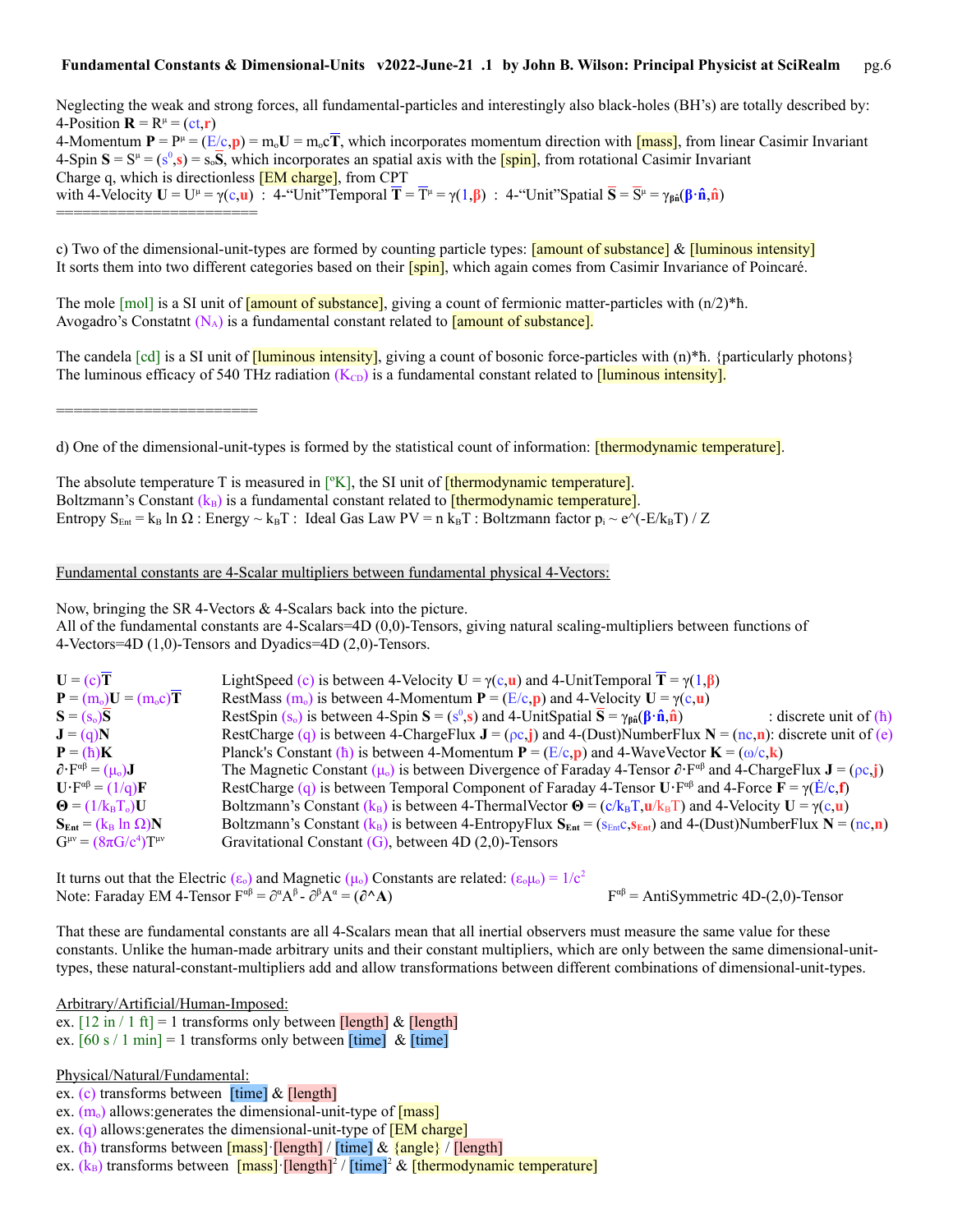Neglecting the weak and strong forces, all fundamental-particles and interestingly also black-holes (BH's) are totally described by:
4-Position $\mathbf{R} = R^{\mu} = (ct,\mathbf{r})$
4-Momentum $\mathbf{P} = P^{\mu} = (E/c,\mathbf{p}) = m_o\mathbf{U} = m_o c\overline{\mathbf{T}}$, which incorporates momentum direction with [mass], from linear Casimir Invariant
4-Spin $\mathbf{S} = S^{\mu} = (s^0,\mathbf{s}) = s_o\overline{\mathbf{S}}$, which incorporates an spatial axis with the [spin], from rotational Casimir Invariant
Charge q, which is directionless [EM charge], from CPT
with 4-Velocity $\mathbf{U} = U^{\mu} = \gamma(c,\mathbf{u})$ : 4-"Unit"Temporal $\overline{\mathbf{T}} = \overline{T}^{\mu} = \gamma(1,\boldsymbol{\beta})$ : 4-"Unit"Spatial $\overline{\mathbf{S}} = \overline{S}^{\mu} = \gamma_{\beta\hat{n}}(\boldsymbol{\beta}\cdot\hat{\mathbf{n}},\hat{\mathbf{n}})$
========================

c) Two of the dimensional-unit-types are formed by counting particle types: [amount of substance] & [luminous intensity]
It sorts them into two different categories based on their [spin], which again comes from Casimir Invariance of Poincaré.

The mole [mol] is a SI unit of [amount of substance], giving a count of fermionic matter-particles with $(n/2)*\hbar$.
Avogadro's Constatnt $(N_A)$ is a fundamental constant related to [amount of substance].

The candela [cd] is a SI unit of [luminous intensity], giving a count of bosonic force-particles with $(n)*\hbar$. {particularly photons}
The luminous efficacy of 540 THz radiation $(K_{CD})$ is a fundamental constant related to [luminous intensity].

========================

d) One of the dimensional-unit-types is formed by the statistical count of information: [thermodynamic temperature].

The absolute temperature T is measured in [ºK], the SI unit of [thermodynamic temperature].
Boltzmann's Constant $(k_B)$ is a fundamental constant related to [thermodynamic temperature].
Entropy $S_{Ent} = k_B \ln \Omega$ : Energy $\sim k_B T$ : Ideal Gas Law $PV = n\, k_B T$ : Boltzmann factor $p_i \sim e^{(-E/k_B T)} / Z$

Fundamental constants are 4-Scalar multipliers between fundamental physical 4-Vectors:

Now, bringing the SR 4-Vectors & 4-Scalars back into the picture.
All of the fundamental constants are 4-Scalars=4D (0,0)-Tensors, giving natural scaling-multipliers between functions of 4-Vectors=4D (1,0)-Tensors and Dyadics=4D (2,0)-Tensors.

| | |
|---|---|
| $\mathbf{U} = (c)\overline{\mathbf{T}}$ | LightSpeed $(c)$ is between 4-Velocity $\mathbf{U} = \gamma(c,\mathbf{u})$ and 4-UnitTemporal $\overline{\mathbf{T}} = \gamma(1,\boldsymbol{\beta})$ |
| $\mathbf{P} = (m_o)\mathbf{U} = (m_o c)\overline{\mathbf{T}}$ | RestMass $(m_o)$ is between 4-Momentum $\mathbf{P} = (E/c,\mathbf{p})$ and 4-Velocity $\mathbf{U} = \gamma(c,\mathbf{u})$ |
| $\mathbf{S} = (s_o)\overline{\mathbf{S}}$ | RestSpin $(s_o)$ is between 4-Spin $\mathbf{S} = (s^0,\mathbf{s})$ and 4-UnitSpatial $\overline{\mathbf{S}} = \gamma_{\beta\hat{n}}(\boldsymbol{\beta}\cdot\hat{\mathbf{n}},\hat{\mathbf{n}})$ : discrete unit of $(\hbar)$ |
| $\mathbf{J} = (q)\mathbf{N}$ | RestCharge $(q)$ is between 4-ChargeFlux $\mathbf{J} = (\rho c,\mathbf{j})$ and 4-(Dust)NumberFlux $\mathbf{N} = (nc,\mathbf{n})$: discrete unit of $(e)$ |
| $\mathbf{P} = (\hbar)\mathbf{K}$ | Planck's Constant $(\hbar)$ is between 4-Momentum $\mathbf{P} = (E/c,\mathbf{p})$ and 4-WaveVector $\mathbf{K} = (\omega/c,\mathbf{k})$ |
| $\partial\cdot F^{\alpha\beta} = (\mu_o)\mathbf{J}$ | The Magnetic Constant $(\mu_o)$ is between Divergence of Faraday 4-Tensor $\partial\cdot F^{\alpha\beta}$ and 4-ChargeFlux $\mathbf{J} = (\rho c,\mathbf{j})$ |
| $\mathbf{U}\cdot F^{\alpha\beta} = (1/q)\mathbf{F}$ | RestCharge $(q)$ is between Temporal Component of Faraday 4-Tensor $\mathbf{U}\cdot F^{\alpha\beta}$ and 4-Force $\mathbf{F} = \gamma(\dot{E}/c,\mathbf{f})$ |
| $\boldsymbol{\Theta} = (1/k_B T_o)\mathbf{U}$ | Boltzmann's Constant $(k_B)$ is between 4-ThermalVector $\boldsymbol{\Theta} = (c/k_B T,\mathbf{u}/k_B T)$ and 4-Velocity $\mathbf{U} = \gamma(c,\mathbf{u})$ |
| $\mathbf{S_{Ent}} = (k_B \ln \Omega)\mathbf{N}$ | Boltzmann's Constant $(k_B)$ is between 4-EntropyFlux $\mathbf{S_{Ent}} = (s_{Ent}c,\mathbf{s_{Ent}})$ and 4-(Dust)NumberFlux $\mathbf{N} = (nc,\mathbf{n})$ |
| $G^{\mu\nu} = (8\pi G/c^4)T^{\mu\nu}$ | Gravitational Constant $(G)$, between 4D (2,0)-Tensors |

It turns out that the Electric $(\varepsilon_o)$ and Magnetic $(\mu_o)$ Constants are related: $(\varepsilon_o\mu_o) = 1/c^2$
Note: Faraday EM 4-Tensor $F^{\alpha\beta} = \partial^{\alpha}A^{\beta} - \partial^{\beta}A^{\alpha} = (\partial\wedge\mathbf{A})$ — $F^{\alpha\beta}$ = AntiSymmetric 4D-(2,0)-Tensor

That these are fundamental constants are all 4-Scalars mean that all inertial observers must measure the same value for these constants. Unlike the human-made arbitrary units and their constant multipliers, which are only between the same dimensional-unit-types, these natural-constant-multipliers add and allow transformations between different combinations of dimensional-unit-types.

Arbitrary/Artificial/Human-Imposed:
ex. [12 in / 1 ft] = 1 transforms only between [length] & [length]
ex. [60 s / 1 min] = 1 transforms only between [time] & [time]

Physical/Natural/Fundamental:
ex. $(c)$ transforms between [time] & [length]
ex. $(m_o)$ allows:generates the dimensional-unit-type of [mass]
ex. $(q)$ allows:generates the dimensional-unit-type of [EM charge]
ex. $(\hbar)$ transforms between [mass]·[length] / [time] & {angle} / [length]
ex. $(k_B)$ transforms between [mass]·[length]$^2$ / [time]$^2$ & [thermodynamic temperature]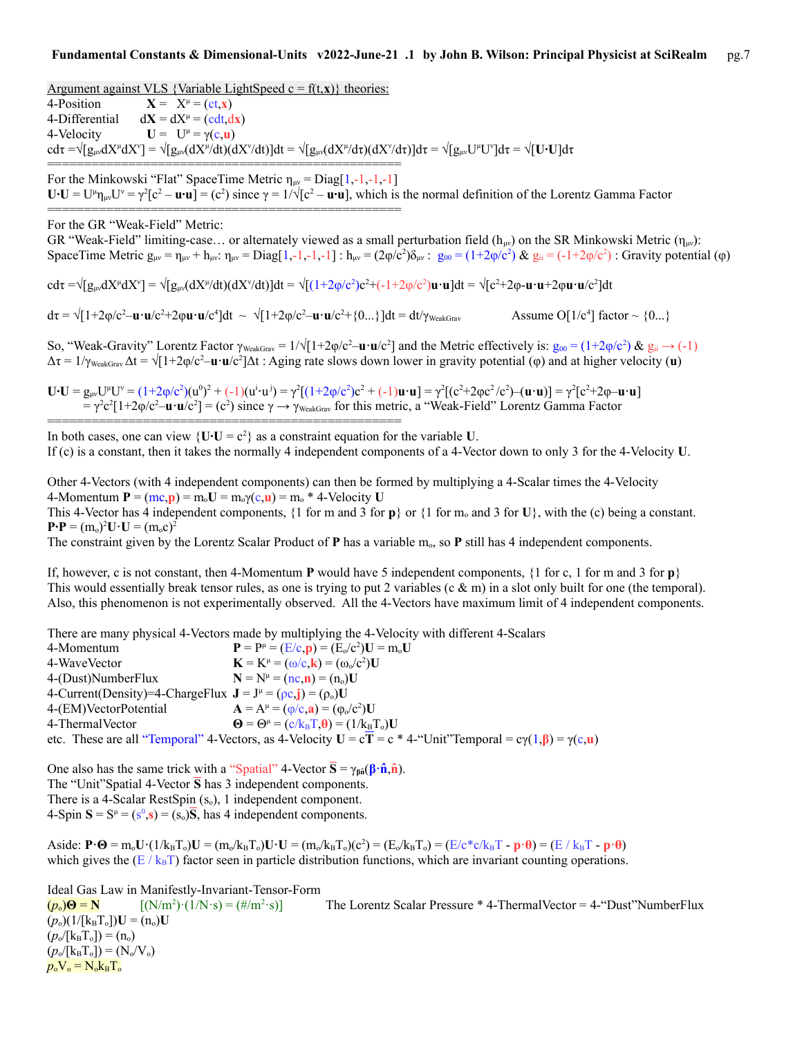Argument against VLS {Variable LightSpeed $c = f(t,\mathbf{x})$} theories:

4-Position $\quad \mathbf{X} = X^\mu = (ct,\mathbf{x})$

4-Differential $\quad d\mathbf{X} = dX^\mu = (cdt,d\mathbf{x})$

4-Velocity $\quad \mathbf{U} = U^\mu = \gamma(c,\mathbf{u})$

$cd\tau = \sqrt{[g_{\mu\nu}dX^\mu dX^\nu]} = \sqrt{[g_{\mu\nu}(dX^\mu/dt)(dX^\nu/dt)]}dt = \sqrt{[g_{\mu\nu}(dX^\mu/d\tau)(dX^\nu/d\tau)]}d\tau = \sqrt{[g_{\mu\nu}U^\mu U^\nu]}d\tau = \sqrt{[\mathbf{U}\cdot\mathbf{U}]}d\tau$

==================================================

For the Minkowski "Flat" SpaceTime Metric $\eta_{\mu\nu} = \text{Diag}[1,-1,-1,-1]$

$\mathbf{U}\cdot\mathbf{U} = U^\mu\eta_{\mu\nu}U^\nu = \gamma^2[c^2 - \mathbf{u}\cdot\mathbf{u}] = (c^2)$ since $\gamma = 1/\sqrt{[c^2 - \mathbf{u}\cdot\mathbf{u}]}$, which is the normal definition of the Lorentz Gamma Factor

==================================================

For the GR "Weak-Field" Metric:

GR "Weak-Field" limiting-case… or alternately viewed as a small perturbation field ($h_{\mu\nu}$) on the SR Minkowski Metric ($\eta_{\mu\nu}$):

SpaceTime Metric $g_{\mu\nu} = \eta_{\mu\nu} + h_{\mu\nu}$: $\eta_{\mu\nu} = \text{Diag}[1,-1,-1,-1]$ : $h_{\mu\nu} = (2\varphi/c^2)\delta_{\mu\nu}$ : $g_{00} = (1+2\varphi/c^2)$ & $g_{ii} = (-1+2\varphi/c^2)$ : Gravity potential ($\varphi$)

$cd\tau = \sqrt{[g_{\mu\nu}dX^\mu dX^\nu]} = \sqrt{[g_{\mu\nu}(dX^\mu/dt)(dX^\nu/dt)]}dt = \sqrt{[(1+2\varphi/c^2)c^2+(-1+2\varphi/c^2)\mathbf{u}\cdot\mathbf{u}]}dt = \sqrt{[c^2+2\varphi-\mathbf{u}\cdot\mathbf{u}+2\varphi\mathbf{u}\cdot\mathbf{u}/c^2]}dt$

$d\tau = \sqrt{[1+2\varphi/c^2-\mathbf{u}\cdot\mathbf{u}/c^2+2\varphi\mathbf{u}\cdot\mathbf{u}/c^4]}dt \sim \sqrt{[1+2\varphi/c^2-\mathbf{u}\cdot\mathbf{u}/c^2+\{0\ldots\}]}dt = dt/\gamma_{WeakGrav}$ $\qquad$ Assume $O[1/c^4]$ factor $\sim \{0\ldots\}$

So, "Weak-Gravity" Lorentz Factor $\gamma_{WeakGrav} = 1/\sqrt{[1+2\varphi/c^2-\mathbf{u}\cdot\mathbf{u}/c^2]}$ and the Metric effectively is: $g_{00} = (1+2\varphi/c^2)$ & $g_{ii} \rightarrow (-1)$

$\Delta\tau = 1/\gamma_{WeakGrav}\,\Delta t = \sqrt{[1+2\varphi/c^2-\mathbf{u}\cdot\mathbf{u}/c^2]}\Delta t$ : Aging rate slows down lower in gravity potential ($\varphi$) and at higher velocity ($\mathbf{u}$)

$\mathbf{U}\cdot\mathbf{U} = g_{\mu\nu}U^\mu U^\nu = (1+2\varphi/c^2)(u^0)^2 + (-1)(u^i\cdot u^j) = \gamma^2[(1+2\varphi/c^2)c^2 + (-1)\mathbf{u}\cdot\mathbf{u}] = \gamma^2[(c^2+2\varphi c^2/c^2)-(\mathbf{u}\cdot\mathbf{u})] = \gamma^2[c^2+2\varphi-\mathbf{u}\cdot\mathbf{u}]$

$= \gamma^2c^2[1+2\varphi/c^2-\mathbf{u}\cdot\mathbf{u}/c^2] = (c^2)$ since $\gamma \rightarrow \gamma_{WeakGrav}$ for this metric, a "Weak-Field" Lorentz Gamma Factor

==================================================

In both cases, one can view $\{\mathbf{U}\cdot\mathbf{U} = c^2\}$ as a constraint equation for the variable $\mathbf{U}$.

If ($c$) is a constant, then it takes the normally 4 independent components of a 4-Vector down to only 3 for the 4-Velocity $\mathbf{U}$.

Other 4-Vectors (with 4 independent components) can then be formed by multiplying a 4-Scalar times the 4-Velocity

4-Momentum $\mathbf{P} = (mc,\mathbf{p}) = m_o\mathbf{U} = m_o\gamma(c,\mathbf{u}) = m_o$ * 4-Velocity $\mathbf{U}$

This 4-Vector has 4 independent components, {1 for m and 3 for $\mathbf{p}$} or {1 for $m_o$ and 3 for $\mathbf{U}$}, with the ($c$) being a constant.

$\mathbf{P}\cdot\mathbf{P} = (m_o)^2\mathbf{U}\cdot\mathbf{U} = (m_oc)^2$

The constraint given by the Lorentz Scalar Product of $\mathbf{P}$ has a variable $m_o$, so $\mathbf{P}$ still has 4 independent components.

If, however, c is not constant, then 4-Momentum $\mathbf{P}$ would have 5 independent components, {1 for c, 1 for m and 3 for $\mathbf{p}$}

This would essentially break tensor rules, as one is trying to put 2 variables (c & m) in a slot only built for one (the temporal).

Also, this phenomenon is not experimentally observed. All the 4-Vectors have maximum limit of 4 independent components.

There are many physical 4-Vectors made by multiplying the 4-Velocity with different 4-Scalars

| | |
|---|---|
| 4-Momentum | $\mathbf{P} = P^\mu = (E/c,\mathbf{p}) = (E_o/c^2)\mathbf{U} = m_o\mathbf{U}$ |
| 4-WaveVector | $\mathbf{K} = K^\mu = (\omega/c,\mathbf{k}) = (\omega_o/c^2)\mathbf{U}$ |
| 4-(Dust)NumberFlux | $\mathbf{N} = N^\mu = (nc,\mathbf{n}) = (n_o)\mathbf{U}$ |
| 4-Current(Density)=4-ChargeFlux | $\mathbf{J} = J^\mu = (\rho c,\mathbf{j}) = (\rho_o)\mathbf{U}$ |
| 4-(EM)VectorPotential | $\mathbf{A} = A^\mu = (\varphi/c,\mathbf{a}) = (\varphi_o/c^2)\mathbf{U}$ |
| 4-ThermalVector | $\mathbf{\Theta} = \Theta^\mu = (c/k_BT,\boldsymbol{\theta}) = (1/k_BT_o)\mathbf{U}$ |

etc. These are all "Temporal" 4-Vectors, as 4-Velocity $\mathbf{U} = c\overline{\mathbf{T}} = c$ * 4-"Unit"Temporal $= c\gamma(1,\boldsymbol{\beta}) = \gamma(c,\mathbf{u})$

One also has the same trick with a "Spatial" 4-Vector $\overline{\mathbf{S}} = \gamma_{\beta\hat{n}}(\boldsymbol{\beta}\cdot\hat{\mathbf{n}},\hat{\mathbf{n}})$.

The "Unit"Spatial 4-Vector $\overline{\mathbf{S}}$ has 3 independent components.

There is a 4-Scalar RestSpin ($s_o$), 1 independent component.

4-Spin $\mathbf{S} = S^\mu = (s^0,\mathbf{s}) = (s_o)\overline{\mathbf{S}}$, has 4 independent components.

Aside: $\mathbf{P}\cdot\mathbf{\Theta} = m_o\mathbf{U}\cdot(1/k_BT_o)\mathbf{U} = (m_o/k_BT_o)\mathbf{U}\cdot\mathbf{U} = (m_o/k_BT_o)(c^2) = (E_o/k_BT_o) = (E/c*c/k_BT - \mathbf{p}\cdot\boldsymbol{\theta}) = (E/k_BT - \mathbf{p}\cdot\boldsymbol{\theta})$

which gives the ($E/k_BT$) factor seen in particle distribution functions, which are invariant counting operations.

Ideal Gas Law in Manifestly-Invariant-Tensor-Form

$(p_o)\mathbf{\Theta} = \mathbf{N}$ $\qquad [(N/m^2)\cdot(1/N\cdot s) = (\#/m^2\cdot s)]$ $\qquad$ The Lorentz Scalar Pressure * 4-ThermalVector = 4-"Dust"NumberFlux

$(p_o)(1/[k_BT_o])\mathbf{U} = (n_o)\mathbf{U}$

$(p_o/[k_BT_o]) = (n_o)$

$(p_o/[k_BT_o]) = (N_o/V_o)$

$p_oV_o = N_ok_BT_o$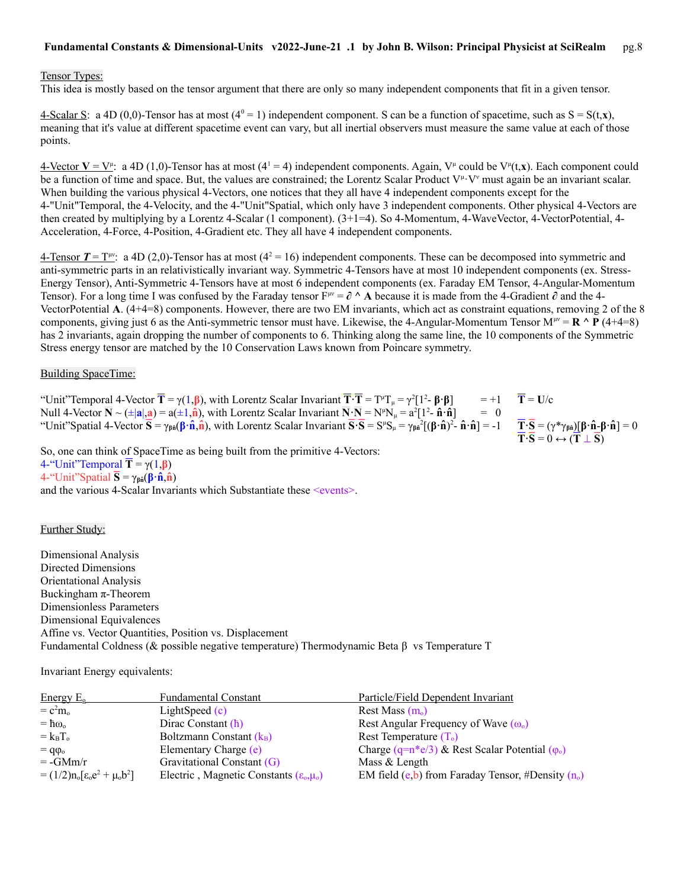<u>Tensor Types:</u>
This idea is mostly based on the tensor argument that there are only so many independent components that fit in a given tensor.

<u>4-Scalar S</u>: a 4D (0,0)-Tensor has at most ($4^0 = 1$) independent component. S can be a function of spacetime, such as $S = S(t,\mathbf{x})$, meaning that it's value at different spacetime event can vary, but all inertial observers must measure the same value at each of those points.

<u>4-Vector $\mathbf{V} = V^\mu$</u>: a 4D (1,0)-Tensor has at most ($4^1 = 4$) independent components. Again, $V^\mu$ could be $V^\mu(t,\mathbf{x})$. Each component could be a function of time and space. But, the values are constrained; the Lorentz Scalar Product $V^\mu \cdot V^\nu$ must again be an invariant scalar. When building the various physical 4-Vectors, one notices that they all have 4 independent components except for the 4-"Unit"Temporal, the 4-Velocity, and the 4-"Unit"Spatial, which only have 3 independent components. Other physical 4-Vectors are then created by multiplying by a Lorentz 4-Scalar (1 component). (3+1=4). So 4-Momentum, 4-WaveVector, 4-VectorPotential, 4-Acceleration, 4-Force, 4-Position, 4-Gradient etc. They all have 4 independent components.

<u>4-Tensor $\boldsymbol{T} = T^{\mu\nu}$</u>: a 4D (2,0)-Tensor has at most ($4^2 = 16$) independent components. These can be decomposed into symmetric and anti-symmetric parts in an relativistically invariant way. Symmetric 4-Tensors have at most 10 independent components (ex. Stress-Energy Tensor), Anti-Symmetric 4-Tensors have at most 6 independent components (ex. Faraday EM Tensor, 4-Angular-Momentum Tensor). For a long time I was confused by the Faraday tensor $F^{\mu\nu} = \partial \wedge \mathbf{A}$ because it is made from the 4-Gradient $\partial$ and the 4-VectorPotential $\mathbf{A}$. (4+4=8) components. However, there are two EM invariants, which act as constraint equations, removing 2 of the 8 components, giving just 6 as the Anti-symmetric tensor must have. Likewise, the 4-Angular-Momentum Tensor $M^{\mu\nu} = \mathbf{R} \wedge \mathbf{P}$ (4+4=8) has 2 invariants, again dropping the number of components to 6. Thinking along the same line, the 10 components of the Symmetric Stress energy tensor are matched by the 10 Conservation Laws known from Poincare symmetry.

<u>Building SpaceTime:</u>

"Unit"Temporal 4-Vector $\overline{\mathbf{T}} = \gamma(1,\boldsymbol{\beta})$, with Lorentz Scalar Invariant $\overline{\mathbf{T}} \cdot \overline{\mathbf{T}} = T^\mu T_\mu = \gamma^2[1^2 - \boldsymbol{\beta}\cdot\boldsymbol{\beta}] = +1$ $\quad \overline{\mathbf{T}} = \mathbf{U}/c$

Null 4-Vector $\overline{\mathbf{N}} \sim (\pm|\mathbf{a}|,\mathbf{a}) = a(\pm 1,\hat{\mathbf{n}})$, with Lorentz Scalar Invariant $\overline{\mathbf{N}} \cdot \overline{\mathbf{N}} = N^\mu N_\mu = a^2[1^2 - \hat{\mathbf{n}}\cdot\hat{\mathbf{n}}] = 0$

"Unit"Spatial 4-Vector $\overline{\mathbf{S}} = \gamma_{\beta\hat{n}}(\boldsymbol{\beta}\cdot\hat{\mathbf{n}},\hat{\mathbf{n}})$, with Lorentz Scalar Invariant $\overline{\mathbf{S}} \cdot \overline{\mathbf{S}} = S^\mu S_\mu = \gamma_{\beta\hat{n}}^2[(\boldsymbol{\beta}\cdot\hat{\mathbf{n}})^2 - \hat{\mathbf{n}}\cdot\hat{\mathbf{n}}] = -1$ $\quad \overline{\mathbf{T}} \cdot \overline{\mathbf{S}} = (\gamma * \gamma_{\beta\hat{n}})[\boldsymbol{\beta}\cdot\hat{\mathbf{n}} - \boldsymbol{\beta}\cdot\hat{\mathbf{n}}] = 0$

$\overline{\mathbf{T}} \cdot \overline{\mathbf{S}} = 0 \leftrightarrow (\overline{\mathbf{T}} \perp \overline{\mathbf{S}})$

So, one can think of SpaceTime as being built from the primitive 4-Vectors:
4-"Unit"Temporal $\overline{\mathbf{T}} = \gamma(1,\boldsymbol{\beta})$
4-"Unit"Spatial $\overline{\mathbf{S}} = \gamma_{\beta\hat{n}}(\boldsymbol{\beta}\cdot\hat{\mathbf{n}},\hat{\mathbf{n}})$
and the various 4-Scalar Invariants which Substantiate these <events>.

<u>Further Study:</u>

Dimensional Analysis
Directed Dimensions
Orientational Analysis
Buckingham π-Theorem
Dimensionless Parameters
Dimensional Equivalences
Affine vs. Vector Quantities, Position vs. Displacement
Fundamental Coldness (& possible negative temperature) Thermodynamic Beta β vs Temperature T

Invariant Energy equivalents:

| Energy $E_o$ | Fundamental Constant | Particle/Field Dependent Invariant |
|---|---|---|
| $= c^2 m_o$ | LightSpeed ($c$) | Rest Mass ($m_o$) |
| $= \hbar\omega_o$ | Dirac Constant ($\hbar$) | Rest Angular Frequency of Wave ($\omega_o$) |
| $= k_B T_o$ | Boltzmann Constant ($k_B$) | Rest Temperature ($T_o$) |
| $= q\varphi_o$ | Elementary Charge ($e$) | Charge ($q=n*e/3$) & Rest Scalar Potential ($\varphi_o$) |
| $= -GMm/r$ | Gravitational Constant ($G$) | Mass & Length |
| $= (1/2)n_o[\varepsilon_o e^2 + \mu_o b^2]$ | Electric , Magnetic Constants ($\varepsilon_o$,$\mu_o$) | EM field ($e$,$b$) from Faraday Tensor, #Density ($n_o$) |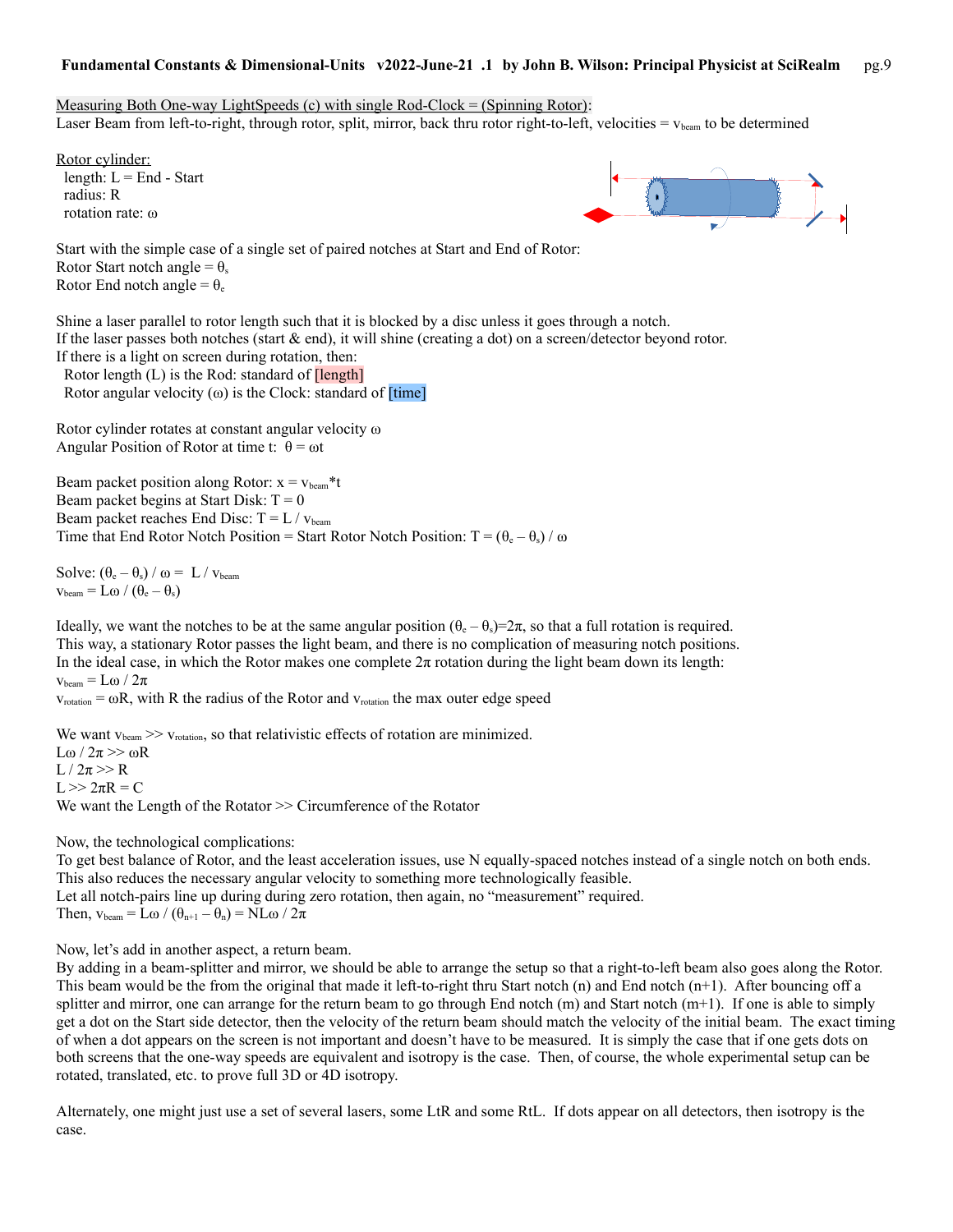Measuring Both One-way LightSpeeds (c) with single Rod-Clock = (Spinning Rotor):
Laser Beam from left-to-right, through rotor, split, mirror, back thru rotor right-to-left, velocities = $v_{beam}$ to be determined

Rotor cylinder:
 length: $L$ = End - Start
 radius: $R$
 rotation rate: $\omega$

Start with the simple case of a single set of paired notches at Start and End of Rotor:
Rotor Start notch angle = $\theta_s$
Rotor End notch angle = $\theta_e$

Shine a laser parallel to rotor length such that it is blocked by a disc unless it goes through a notch.
If the laser passes both notches (start & end), it will shine (creating a dot) on a screen/detector beyond rotor.
If there is a light on screen during rotation, then:
 Rotor length ($L$) is the Rod: standard of [length]
 Rotor angular velocity ($\omega$) is the Clock: standard of [time]

Rotor cylinder rotates at constant angular velocity $\omega$
Angular Position of Rotor at time t: $\theta = \omega t$

Beam packet position along Rotor: $x = v_{beam} * t$
Beam packet begins at Start Disk: $T = 0$
Beam packet reaches End Disc: $T = L / v_{beam}$
Time that End Rotor Notch Position = Start Rotor Notch Position: $T = (\theta_e - \theta_s) / \omega$

Solve: $(\theta_e - \theta_s) / \omega = L / v_{beam}$
$v_{beam} = L\omega / (\theta_e - \theta_s)$

Ideally, we want the notches to be at the same angular position $(\theta_e - \theta_s)=2\pi$, so that a full rotation is required.
This way, a stationary Rotor passes the light beam, and there is no complication of measuring notch positions.
In the ideal case, in which the Rotor makes one complete $2\pi$ rotation during the light beam down its length:
$v_{beam} = L\omega / 2\pi$
$v_{rotation} = \omega R$, with R the radius of the Rotor and $v_{rotation}$ the max outer edge speed

We want $v_{beam} >> v_{rotation}$, so that relativistic effects of rotation are minimized.
$L\omega / 2\pi >> \omega R$
$L / 2\pi >> R$
$L >> 2\pi R = C$
We want the Length of the Rotator >> Circumference of the Rotator

Now, the technological complications:
To get best balance of Rotor, and the least acceleration issues, use N equally-spaced notches instead of a single notch on both ends.
This also reduces the necessary angular velocity to something more technologically feasible.
Let all notch-pairs line up during during zero rotation, then again, no "measurement" required.
Then, $v_{beam} = L\omega / (\theta_{n+1} - \theta_n) = NL\omega / 2\pi$

Now, let's add in another aspect, a return beam.
By adding in a beam-splitter and mirror, we should be able to arrange the setup so that a right-to-left beam also goes along the Rotor. This beam would be the from the original that made it left-to-right thru Start notch (n) and End notch (n+1). After bouncing off a splitter and mirror, one can arrange for the return beam to go through End notch (m) and Start notch (m+1). If one is able to simply get a dot on the Start side detector, then the velocity of the return beam should match the velocity of the initial beam. The exact timing of when a dot appears on the screen is not important and doesn't have to be measured. It is simply the case that if one gets dots on both screens that the one-way speeds are equivalent and isotropy is the case. Then, of course, the whole experimental setup can be rotated, translated, etc. to prove full 3D or 4D isotropy.

Alternately, one might just use a set of several lasers, some LtR and some RtL. If dots appear on all detectors, then isotropy is the case.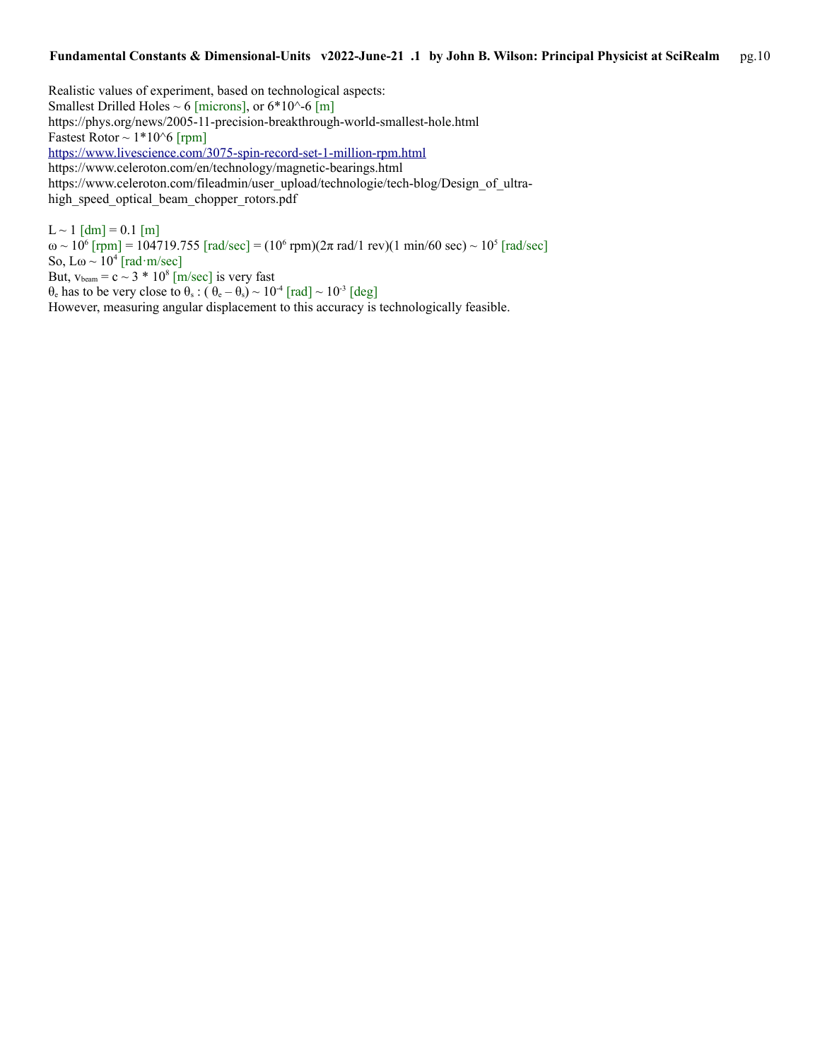Realistic values of experiment, based on technological aspects:
Smallest Drilled Holes ~ 6 [microns], or 6*10^-6 [m]
https://phys.org/news/2005-11-precision-breakthrough-world-smallest-hole.html
Fastest Rotor ~ 1*10^6 [rpm]
https://www.livescience.com/3075-spin-record-set-1-million-rpm.html
https://www.celeroton.com/en/technology/magnetic-bearings.html
https://www.celeroton.com/fileadmin/user_upload/technologie/tech-blog/Design_of_ultra-high_speed_optical_beam_chopper_rotors.pdf

$L \sim 1$ [dm] = 0.1 [m]
$\omega \sim 10^6$ [rpm] = 104719.755 [rad/sec] = $(10^6 \text{ rpm})(2\pi \text{ rad/1 rev})(1 \text{ min/60 sec}) \sim 10^5$ [rad/sec]
So, $L\omega \sim 10^4$ [rad·m/sec]
But, $v_{beam} = c \sim 3 * 10^8$ [m/sec] is very fast
$\theta_e$ has to be very close to $\theta_s$ : $( \theta_e - \theta_s) \sim 10^{-4}$ [rad] $\sim 10^{-3}$ [deg]
However, measuring angular displacement to this accuracy is technologically feasible.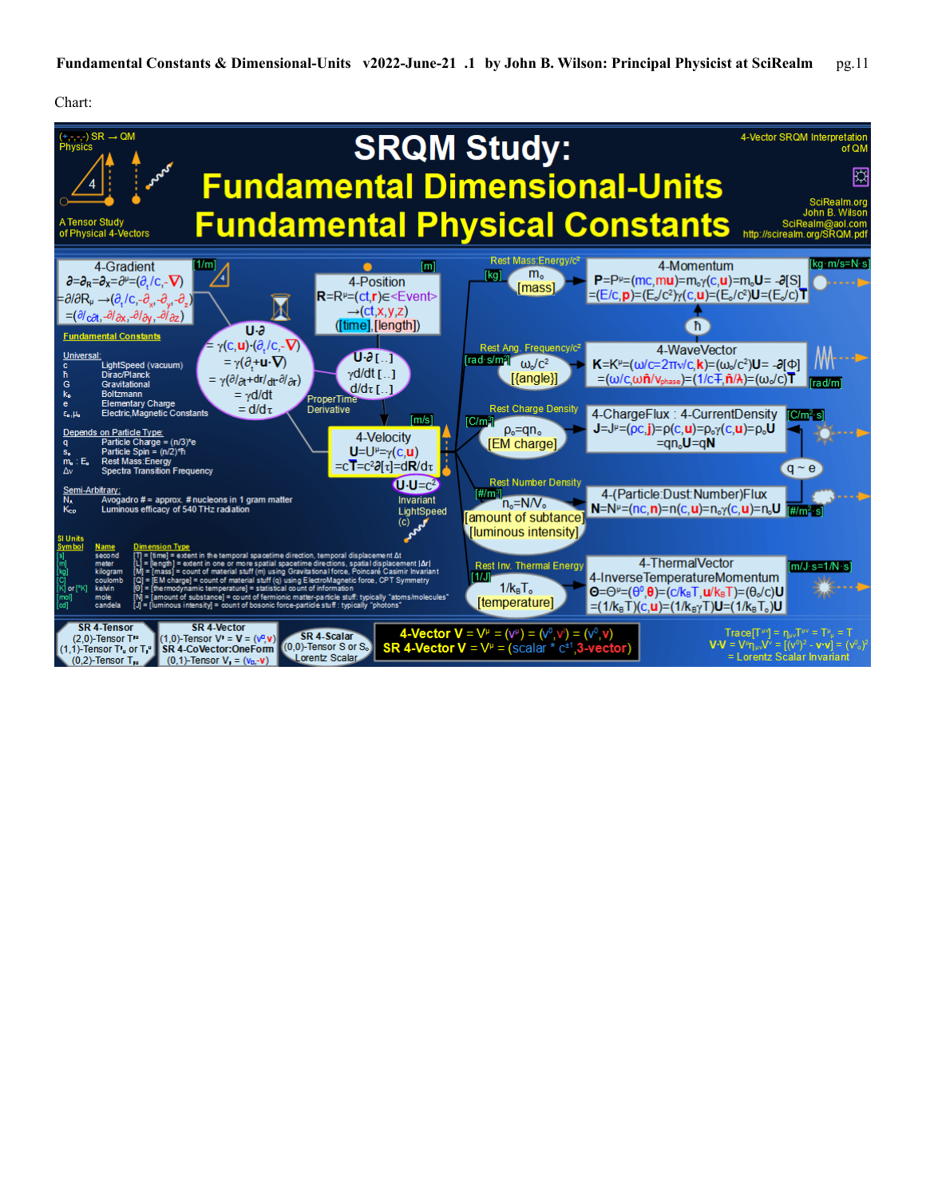Chart:

SRQM Study:
Fundamental Dimensional-Units
Fundamental Physical Constants

(+,-,-,-) SR → QM
Physics

A Tensor Study
of Physical 4-Vectors

4-Vector SRQM Interpretation
of QM

SciRealm.org
John B. Wilson
SciRealm@aol.com
http://scirealm.org/SRQM.pdf

4-Gradient [1/m]
$\partial = \partial_R = \partial_X = \partial^\mu = (\partial_t/c, -\nabla)$
$= \partial/\partial R_\mu \rightarrow (\partial_t/c, -\partial_x, -\partial_y, -\partial_z)$
$= (\partial/_{c\partial t}, -\partial/_{\partial x}, -\partial/_{\partial y}, -\partial/_{\partial z})$

4-Position [m]
$R = R^\mu = (ct, r) \in$ <Event>
$\rightarrow (ct, x, y, z)$
([time],[length])

$U \cdot \partial$
$= \gamma(c, u) \cdot (\partial_t/c, -\nabla)$
$= \gamma(\partial_t + u \cdot \nabla)$
$= \gamma(\partial/_{\partial t} + dr/_{dt} \cdot \partial/_{\partial r})$
$= \gamma d/dt$
$= d/d\tau$

$U \cdot \partial$ [..]
$\gamma d/dt$ [..]
$d/d\tau$ [..]

ProperTime
Derivative

4-Velocity [m/s]
$U = U^\mu = \gamma(c, u)$
$= cT = c^2\partial[\tau] = dR/d\tau$

$U \cdot U = c^2$
Invariant
LightSpeed
(c)

Fundamental Constants

Universal:
c LightSpeed (vacuum)
ħ Dirac/Planck
G Gravitational
$k_B$ Boltzmann
e Elementary Charge
$\varepsilon_o, \mu_o$ Electric,Magnetic Constants

Depends on Particle Type:
q Particle Charge = (n/3)*e
$s_o$ Particle Spin = (n/2)*ħ
$m_o$ : $E_o$ Rest Mass:Energy
Δv Spectra Transition Frequency

Semi-Arbitrary:
$N_A$ Avogadro # = approx. # nucleons in 1 gram matter
$K_{cd}$ Luminous efficacy of 540 THz radiation

| SI Units Symbol | Name | Dimension Type |
|---|---|---|
| [s] | second | [T] = [time] = extent in the temporal spacetime direction, temporal displacement Δt |
| [m] | meter | [L] = [length] = extent in one or more spatial spacetime directions, spatial displacement \|Δr\| |
| [kg] | kilogram | [M] = [mass] = count of material stuff (m) using Gravitational force, Poincaré Casimir Invariant |
| [C] | coulomb | [Q] = [EM charge] = count of material stuff (q) using ElectroMagnetic force, CPT Symmetry |
| [K] or [°K] | kelvin | [Θ] = [thermodynamic temperature] = statistical count of information |
| [mol] | mole | [N] = [amount of substance] = count of fermionic matter-particle stuff: typically "atoms/molecules" |
| [cd] | candela | [J] = [luminous intensity] = count of bosonic force-particle stuff: typically "photons" |

Rest Mass:Energy/c² [kg]
$m_o$
[mass]

4-Momentum [kg·m/s=N·s]
$P = P^\mu = (mc, mu) = m_o\gamma(c, u) = m_oU = -\partial[S]$
$= (E/c, p) = (E_o/c^2)\gamma(c, u) = (E_o/c^2)U = (E_o/c)T$

ħ

Rest Ang. Frequency/c² [rad·s/m²]
$\omega_o/c^2$
[{angle}]

4-WaveVector [rad/m]
$K = K^\mu = (\omega/c, k) = (\omega_o/c^2)U = -\partial[\Phi]$
$= (\omega/c, \omega\hat{n}/v_{phase}) = (1/c\tau, \hat{n}/\lambda) = (\omega_o/c)T$

Rest Charge Density [C/m³]
$\rho_o = qn_o$
[EM charge]

4-ChargeFlux : 4-CurrentDensity [C/m²·s]
$J = J^\mu = (\rho c, j) = \rho(c, u) = \rho_o\gamma(c, u) = \rho_oU$
$= qn_oU = qN$

q ~ e

Rest Number Density [#/m³]
$n_o = N/V_o$
[amount of subtance]
[luminous intensity]

4-(Particle:Dust:Number)Flux [#/m²·s]
$N = N^\mu = (nc, n) = n(c, u) = n_o\gamma(c, u) = n_oU$

Rest Inv. Thermal Energy [1/J]
$1/k_BT_o$
[temperature]

4-ThermalVector [m/J·s=1/N·s]
4-InverseTemperatureMomentum
$\Theta = \Theta^\mu = (\theta^0, \theta) = (c/k_BT, u/k_BT) = (\theta_o/c)U$
$= (1/k_BT)(c, u) = (1/k_B\gamma T)U = (1/k_BT_o)U$

SR 4-Tensor
(2,0)-Tensor $T^{\mu\nu}$
(1,1)-Tensor $T^\mu{}_\nu$ or $T_\mu{}^\nu$
(0,2)-Tensor $T_{\mu\nu}$

SR 4-Vector
(1,0)-Tensor $V^\mu = V = (v^0, v)$
SR 4-CoVector:OneForm
(0,1)-Tensor $V_\mu = (v_0, -v)$

SR 4-Scalar
(0,0)-Tensor S or $S_o$
Lorentz Scalar

4-Vector $V = V^\mu = (v^\mu) = (v^0, v^i) = (v^0, v)$
SR 4-Vector $V = V^\mu$ = (scalar * $c^{\pm1}$, 3-vector)

Trace$[T^{\mu\nu}] = \eta_{\mu\nu}T^{\mu\nu} = T^\mu{}_\mu = T$
$V \cdot V = V^\mu\eta_{\mu\nu}V^\nu = [(v^0)^2 - v \cdot v] = (v^0{}_o)^2$
= Lorentz Scalar Invariant